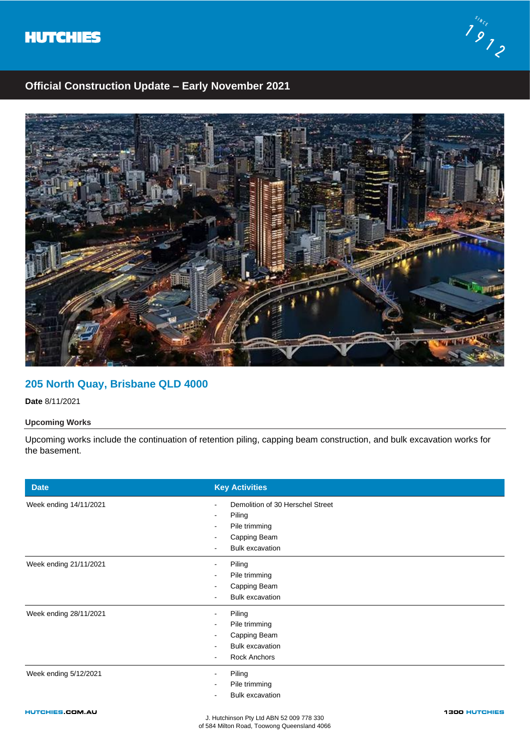HUTCHIES

SINCE 1912

## Official Construction Update – Early November 2021

## 205 North Quay, Brisbane QLD 4000

**Date** 8/11/2021

### Upcoming Works

Upcoming works include the continuation of retention piling, capping beam construction, and bulk excavation works for the basement.

| Date | Key Activities |
|---|---|
| Week ending 14/11/2021 | - Demolition of 30 Herschel Street<br>- Piling<br>- Pile trimming<br>- Capping Beam<br>- Bulk excavation |
| Week ending 21/11/2021 | - Piling<br>- Pile trimming<br>- Capping Beam<br>- Bulk excavation |
| Week ending 28/11/2021 | - Piling<br>- Pile trimming<br>- Capping Beam<br>- Bulk excavation<br>- Rock Anchors |
| Week ending 5/12/2021 | - Piling<br>- Pile trimming<br>- Bulk excavation |

HUTCHIES.COM.AU

J. Hutchinson Pty Ltd ABN 52 009 778 330
of 584 Milton Road, Toowong Queensland 4066

1300 HUTCHIES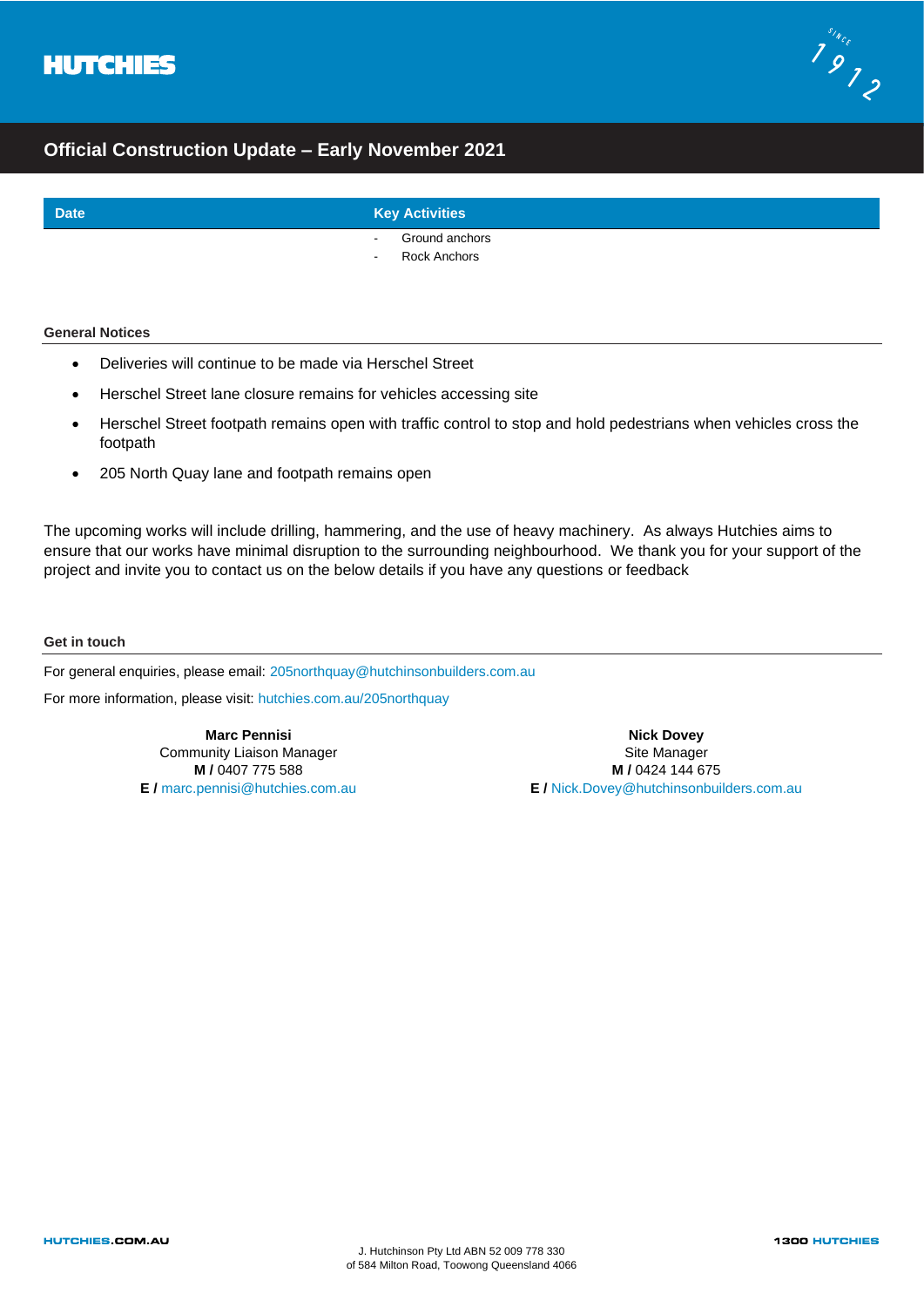# Official Construction Update – Early November 2021

| Date | Key Activities |
| --- | --- |
| | - Ground anchors<br>- Rock Anchors |

## General Notices

- Deliveries will continue to be made via Herschel Street
- Herschel Street lane closure remains for vehicles accessing site
- Herschel Street footpath remains open with traffic control to stop and hold pedestrians when vehicles cross the footpath
- 205 North Quay lane and footpath remains open

The upcoming works will include drilling, hammering, and the use of heavy machinery. As always Hutchies aims to ensure that our works have minimal disruption to the surrounding neighbourhood. We thank you for your support of the project and invite you to contact us on the below details if you have any questions or feedback

## Get in touch

For general enquiries, please email: 205northquay@hutchinsonbuilders.com.au

For more information, please visit: hutchies.com.au/205northquay

**Marc Pennisi**
Community Liaison Manager
**M /** 0407 775 588
**E /** marc.pennisi@hutchies.com.au

**Nick Dovey**
Site Manager
**M /** 0424 144 675
**E /** Nick.Dovey@hutchinsonbuilders.com.au

J. Hutchinson Pty Ltd ABN 52 009 778 330
of 584 Milton Road, Toowong Queensland 4066